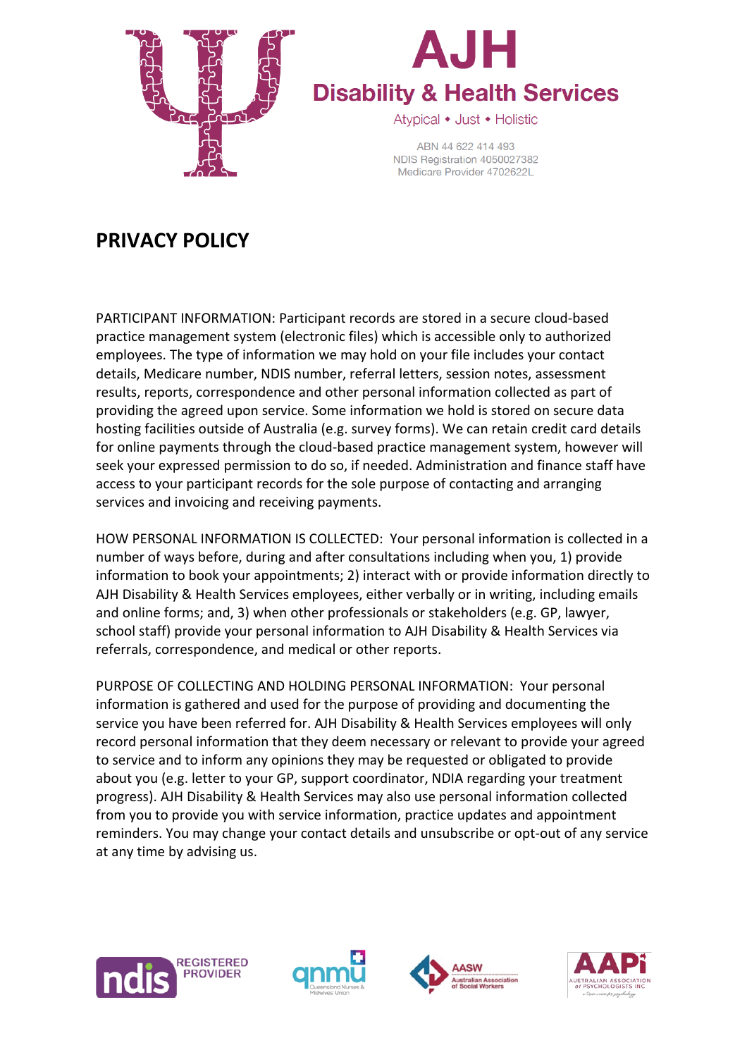# AJH

## Disability & Health Services

Atypical • Just • Holistic

ABN 44 622 414 493
NDIS Registration 4050027382
Medicare Provider 4702622L

# PRIVACY POLICY

PARTICIPANT INFORMATION: Participant records are stored in a secure cloud-based practice management system (electronic files) which is accessible only to authorized employees. The type of information we may hold on your file includes your contact details, Medicare number, NDIS number, referral letters, session notes, assessment results, reports, correspondence and other personal information collected as part of providing the agreed upon service. Some information we hold is stored on secure data hosting facilities outside of Australia (e.g. survey forms). We can retain credit card details for online payments through the cloud-based practice management system, however will seek your expressed permission to do so, if needed. Administration and finance staff have access to your participant records for the sole purpose of contacting and arranging services and invoicing and receiving payments.

HOW PERSONAL INFORMATION IS COLLECTED: Your personal information is collected in a number of ways before, during and after consultations including when you, 1) provide information to book your appointments; 2) interact with or provide information directly to AJH Disability & Health Services employees, either verbally or in writing, including emails and online forms; and, 3) when other professionals or stakeholders (e.g. GP, lawyer, school staff) provide your personal information to AJH Disability & Health Services via referrals, correspondence, and medical or other reports.

PURPOSE OF COLLECTING AND HOLDING PERSONAL INFORMATION: Your personal information is gathered and used for the purpose of providing and documenting the service you have been referred for. AJH Disability & Health Services employees will only record personal information that they deem necessary or relevant to provide your agreed to service and to inform any opinions they may be requested or obligated to provide about you (e.g. letter to your GP, support coordinator, NDIA regarding your treatment progress). AJH Disability & Health Services may also use personal information collected from you to provide you with service information, practice updates and appointment reminders. You may change your contact details and unsubscribe or opt-out of any service at any time by advising us.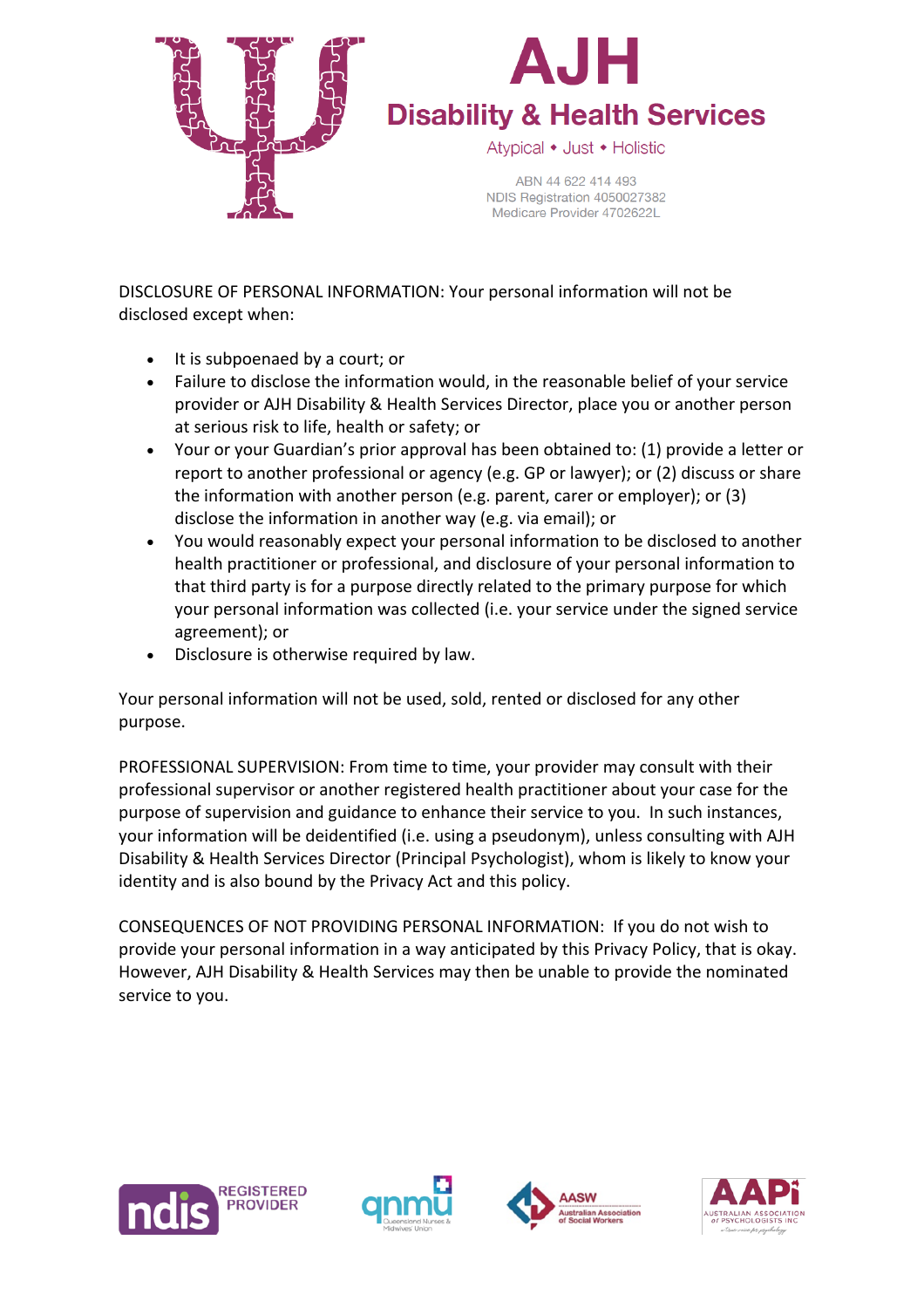DISCLOSURE OF PERSONAL INFORMATION: Your personal information will not be disclosed except when:

- It is subpoenaed by a court; or
- Failure to disclose the information would, in the reasonable belief of your service provider or AJH Disability & Health Services Director, place you or another person at serious risk to life, health or safety; or
- Your or your Guardian's prior approval has been obtained to: (1) provide a letter or report to another professional or agency (e.g. GP or lawyer); or (2) discuss or share the information with another person (e.g. parent, carer or employer); or (3) disclose the information in another way (e.g. via email); or
- You would reasonably expect your personal information to be disclosed to another health practitioner or professional, and disclosure of your personal information to that third party is for a purpose directly related to the primary purpose for which your personal information was collected (i.e. your service under the signed service agreement); or
- Disclosure is otherwise required by law.

Your personal information will not be used, sold, rented or disclosed for any other purpose.

PROFESSIONAL SUPERVISION: From time to time, your provider may consult with their professional supervisor or another registered health practitioner about your case for the purpose of supervision and guidance to enhance their service to you. In such instances, your information will be deidentified (i.e. using a pseudonym), unless consulting with AJH Disability & Health Services Director (Principal Psychologist), whom is likely to know your identity and is also bound by the Privacy Act and this policy.

CONSEQUENCES OF NOT PROVIDING PERSONAL INFORMATION: If you do not wish to provide your personal information in a way anticipated by this Privacy Policy, that is okay. However, AJH Disability & Health Services may then be unable to provide the nominated service to you.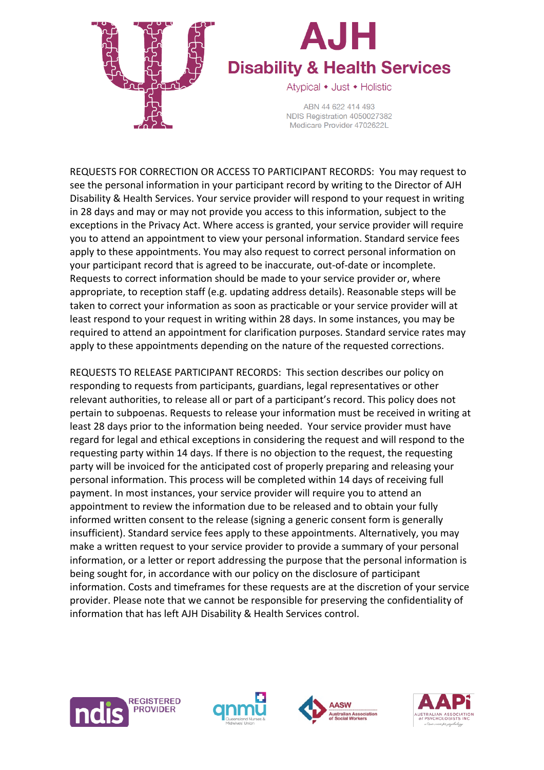REQUESTS FOR CORRECTION OR ACCESS TO PARTICIPANT RECORDS: You may request to see the personal information in your participant record by writing to the Director of AJH Disability & Health Services. Your service provider will respond to your request in writing in 28 days and may or may not provide you access to this information, subject to the exceptions in the Privacy Act. Where access is granted, your service provider will require you to attend an appointment to view your personal information. Standard service fees apply to these appointments. You may also request to correct personal information on your participant record that is agreed to be inaccurate, out-of-date or incomplete. Requests to correct information should be made to your service provider or, where appropriate, to reception staff (e.g. updating address details). Reasonable steps will be taken to correct your information as soon as practicable or your service provider will at least respond to your request in writing within 28 days. In some instances, you may be required to attend an appointment for clarification purposes. Standard service rates may apply to these appointments depending on the nature of the requested corrections.

REQUESTS TO RELEASE PARTICIPANT RECORDS: This section describes our policy on responding to requests from participants, guardians, legal representatives or other relevant authorities, to release all or part of a participant's record. This policy does not pertain to subpoenas. Requests to release your information must be received in writing at least 28 days prior to the information being needed. Your service provider must have regard for legal and ethical exceptions in considering the request and will respond to the requesting party within 14 days. If there is no objection to the request, the requesting party will be invoiced for the anticipated cost of properly preparing and releasing your personal information. This process will be completed within 14 days of receiving full payment. In most instances, your service provider will require you to attend an appointment to review the information due to be released and to obtain your fully informed written consent to the release (signing a generic consent form is generally insufficient). Standard service fees apply to these appointments. Alternatively, you may make a written request to your service provider to provide a summary of your personal information, or a letter or report addressing the purpose that the personal information is being sought for, in accordance with our policy on the disclosure of participant information. Costs and timeframes for these requests are at the discretion of your service provider. Please note that we cannot be responsible for preserving the confidentiality of information that has left AJH Disability & Health Services control.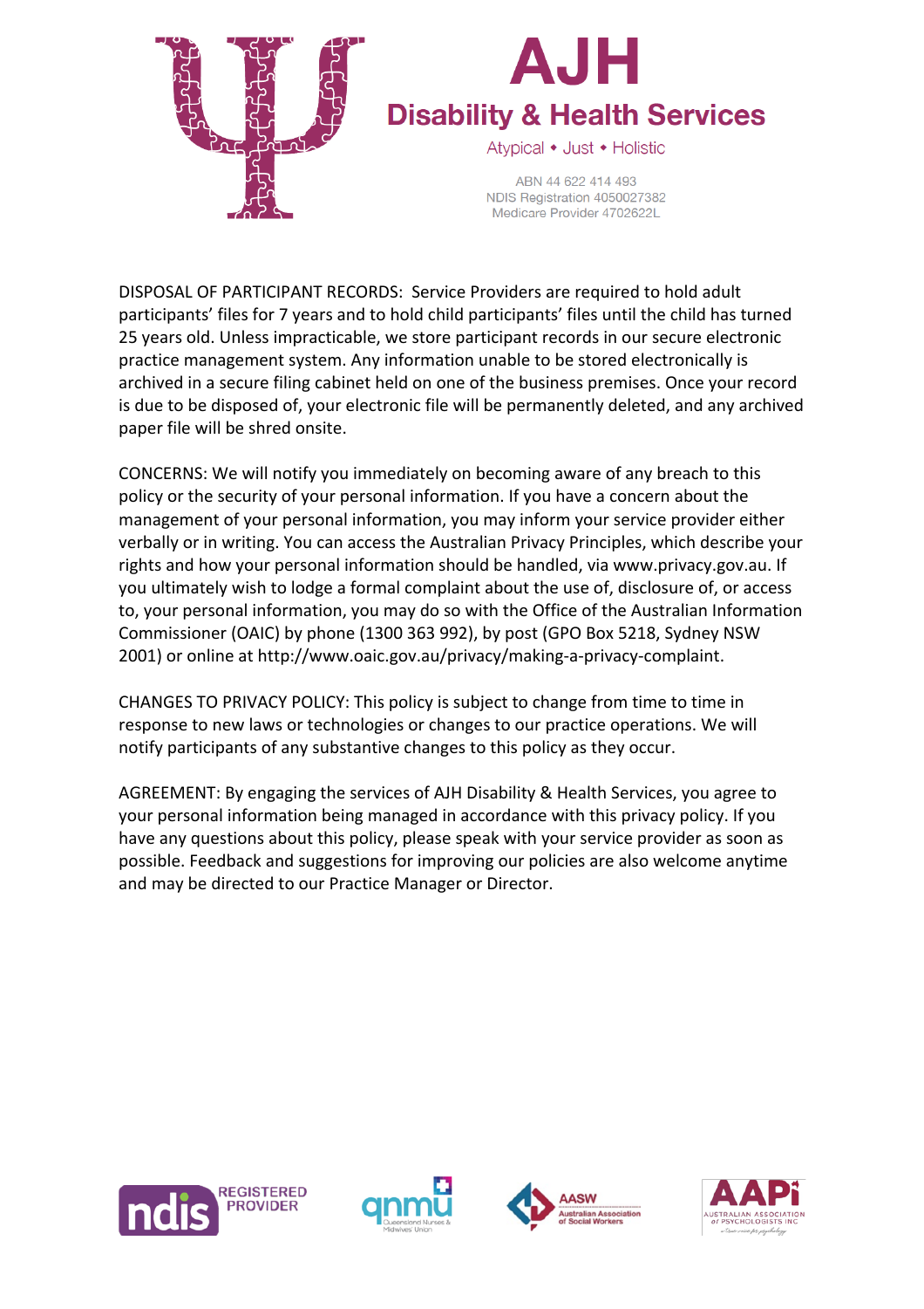# AJH

## Disability & Health Services

Atypical ◆ Just ◆ Holistic

ABN 44 622 414 493
NDIS Registration 4050027382
Medicare Provider 4702622L

DISPOSAL OF PARTICIPANT RECORDS: Service Providers are required to hold adult participants' files for 7 years and to hold child participants' files until the child has turned 25 years old. Unless impracticable, we store participant records in our secure electronic practice management system. Any information unable to be stored electronically is archived in a secure filing cabinet held on one of the business premises. Once your record is due to be disposed of, your electronic file will be permanently deleted, and any archived paper file will be shred onsite.

CONCERNS: We will notify you immediately on becoming aware of any breach to this policy or the security of your personal information. If you have a concern about the management of your personal information, you may inform your service provider either verbally or in writing. You can access the Australian Privacy Principles, which describe your rights and how your personal information should be handled, via www.privacy.gov.au. If you ultimately wish to lodge a formal complaint about the use of, disclosure of, or access to, your personal information, you may do so with the Office of the Australian Information Commissioner (OAIC) by phone (1300 363 992), by post (GPO Box 5218, Sydney NSW 2001) or online at http://www.oaic.gov.au/privacy/making-a-privacy-complaint.

CHANGES TO PRIVACY POLICY: This policy is subject to change from time to time in response to new laws or technologies or changes to our practice operations. We will notify participants of any substantive changes to this policy as they occur.

AGREEMENT: By engaging the services of AJH Disability & Health Services, you agree to your personal information being managed in accordance with this privacy policy. If you have any questions about this policy, please speak with your service provider as soon as possible. Feedback and suggestions for improving our policies are also welcome anytime and may be directed to our Practice Manager or Director.

ndis REGISTERED PROVIDER

qnmu Queensland Nurses & Midwives' Union

AASW Australian Association of Social Workers

AAPi AUSTRALIAN ASSOCIATION of PSYCHOLOGISTS INC